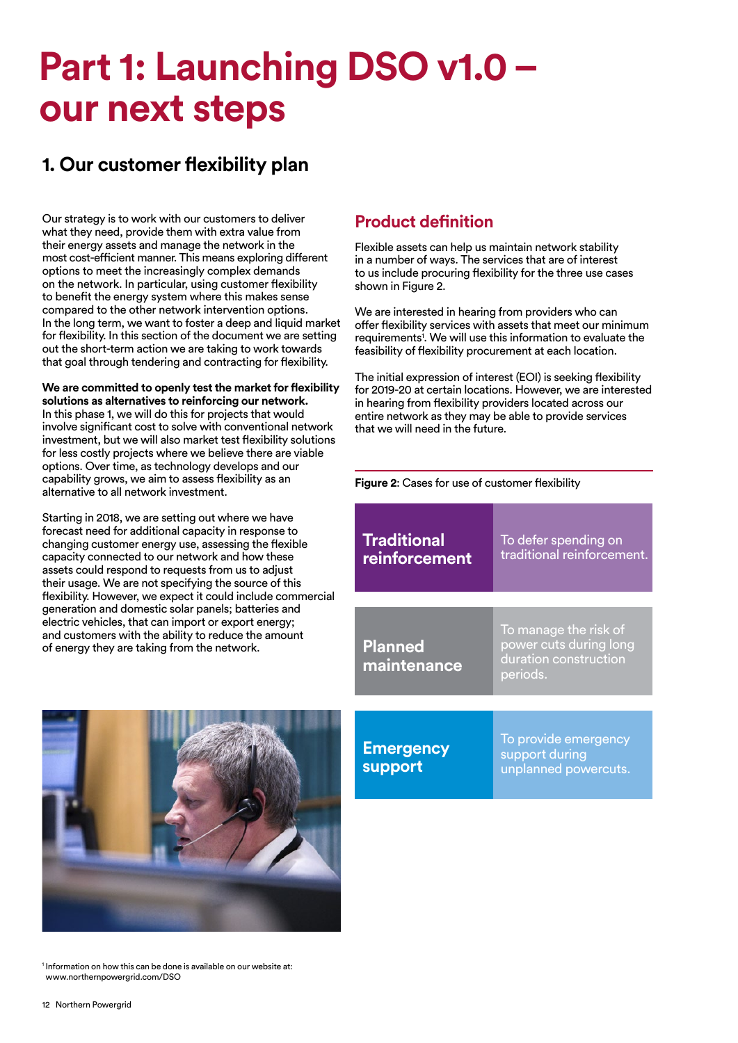# Part 1: Launching DSO v1.0 – our next steps

## 1. Our customer flexibility plan

Our strategy is to work with our customers to deliver what they need, provide them with extra value from their energy assets and manage the network in the most cost-efficient manner. This means exploring different options to meet the increasingly complex demands on the network. In particular, using customer flexibility to benefit the energy system where this makes sense compared to the other network intervention options. In the long term, we want to foster a deep and liquid market for flexibility. In this section of the document we are setting out the short-term action we are taking to work towards that goal through tendering and contracting for flexibility.

**We are committed to openly test the market for flexibility solutions as alternatives to reinforcing our network.** In this phase 1, we will do this for projects that would involve significant cost to solve with conventional network investment, but we will also market test flexibility solutions for less costly projects where we believe there are viable options. Over time, as technology develops and our capability grows, we aim to assess flexibility as an alternative to all network investment.

Starting in 2018, we are setting out where we have forecast need for additional capacity in response to changing customer energy use, assessing the flexible capacity connected to our network and how these assets could respond to requests from us to adjust their usage. We are not specifying the source of this flexibility. However, we expect it could include commercial generation and domestic solar panels; batteries and electric vehicles, that can import or export energy; and customers with the ability to reduce the amount of energy they are taking from the network.

### Product definition

Flexible assets can help us maintain network stability in a number of ways. The services that are of interest to us include procuring flexibility for the three use cases shown in Figure 2.

We are interested in hearing from providers who can offer flexibility services with assets that meet our minimum requirements[1]. We will use this information to evaluate the feasibility of flexibility procurement at each location.

The initial expression of interest (EOI) is seeking flexibility for 2019-20 at certain locations. However, we are interested in hearing from flexibility providers located across our entire network as they may be able to provide services that we will need in the future.

**Figure 2**: Cases for use of customer flexibility

| | |
|---|---|
| **Traditional reinforcement** | To defer spending on traditional reinforcement. |
| **Planned maintenance** | To manage the risk of power cuts during long duration construction periods. |
| **Emergency support** | To provide emergency support during unplanned powercuts. |

[1] Information on how this can be done is available on our website at: www.northernpowergrid.com/DSO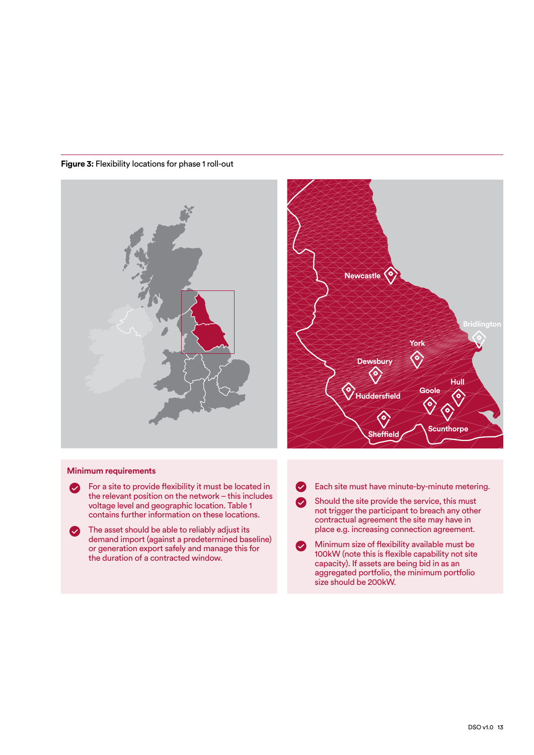**Figure 3:** Flexibility locations for phase 1 roll-out

## Minimum requirements

- For a site to provide flexibility it must be located in the relevant position on the network – this includes voltage level and geographic location. Table 1 contains further information on these locations.
- The asset should be able to reliably adjust its demand import (against a predetermined baseline) or generation export safely and manage this for the duration of a contracted window.
- Each site must have minute-by-minute metering.
- Should the site provide the service, this must not trigger the participant to breach any other contractual agreement the site may have in place e.g. increasing connection agreement.
- Minimum size of flexibility available must be 100kW (note this is flexible capability not site capacity). If assets are being bid in as an aggregated portfolio, the minimum portfolio size should be 200kW.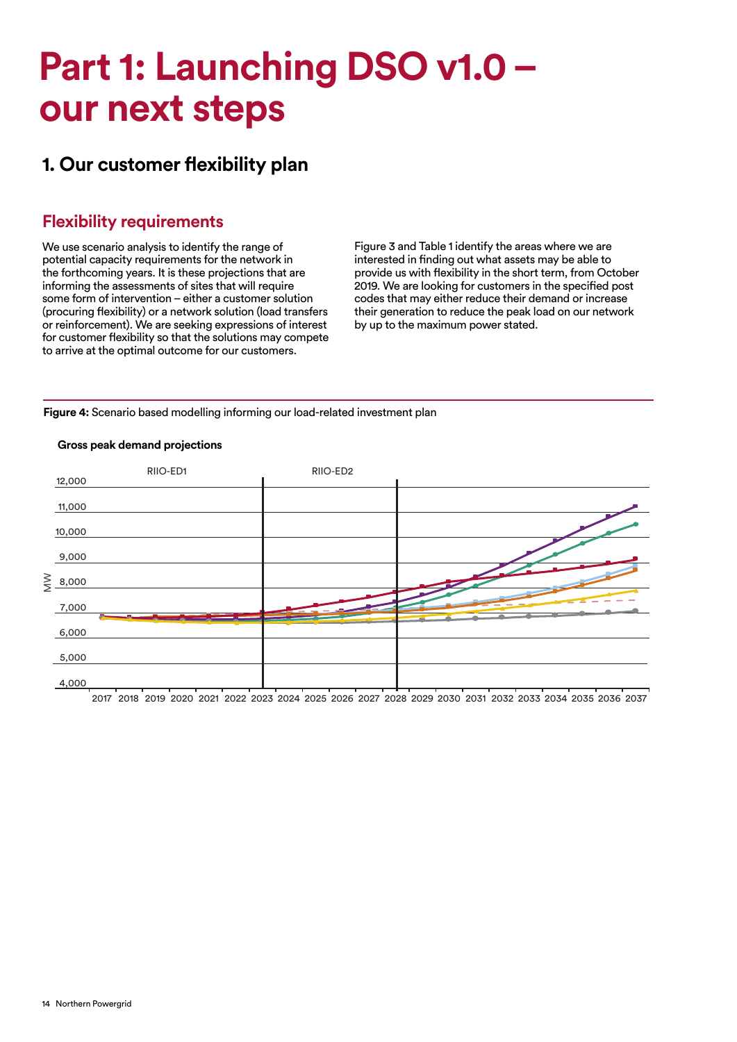# Part 1: Launching DSO v1.0 – our next steps

## 1. Our customer flexibility plan

### Flexibility requirements

We use scenario analysis to identify the range of potential capacity requirements for the network in the forthcoming years. It is these projections that are informing the assessments of sites that will require some form of intervention – either a customer solution (procuring flexibility) or a network solution (load transfers or reinforcement). We are seeking expressions of interest for customer flexibility so that the solutions may compete to arrive at the optimal outcome for our customers.

Figure 3 and Table 1 identify the areas where we are interested in finding out what assets may be able to provide us with flexibility in the short term, from October 2019. We are looking for customers in the specified post codes that may either reduce their demand or increase their generation to reduce the peak load on our network by up to the maximum power stated.

**Figure 4:** Scenario based modelling informing our load-related investment plan

**Gross peak demand projections**

RIIO-ED1

RIIO-ED2

MW

12,000
11,000
10,000
9,000
8,000
7,000
6,000
5,000
4,000

2017 2018 2019 2020 2021 2022 2023 2024 2025 2026 2027 2028 2029 2030 2031 2032 2033 2034 2035 2036 2037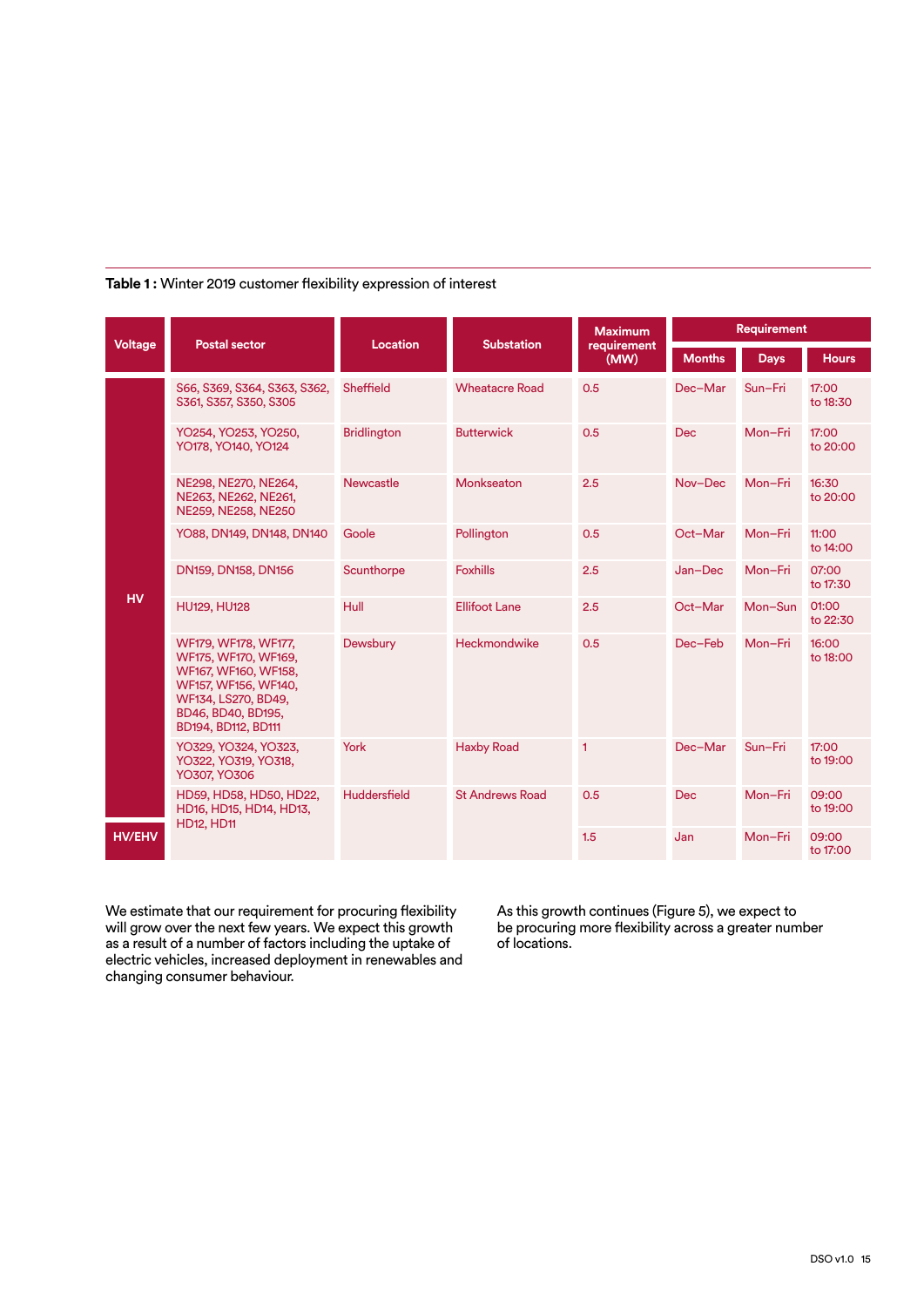**Table 1 :** Winter 2019 customer flexibility expression of interest

| Voltage | Postal sector | Location | Substation | Maximum requirement (MW) | Requirement | | |
|---|---|---|---|---|---|---|---|
| | | | | | Months | Days | Hours |
| HV | S66, S369, S364, S363, S362, S361, S357, S350, S305 | Sheffield | Wheatacre Road | 0.5 | Dec–Mar | Sun–Fri | 17:00 to 18:30 |
| HV | YO254, YO253, YO250, YO178, YO140, YO124 | Bridlington | Butterwick | 0.5 | Dec | Mon–Fri | 17:00 to 20:00 |
| HV | NE298, NE270, NE264, NE263, NE262, NE261, NE259, NE258, NE250 | Newcastle | Monkseaton | 2.5 | Nov–Dec | Mon–Fri | 16:30 to 20:00 |
| HV | YO88, DN149, DN148, DN140 | Goole | Pollington | 0.5 | Oct–Mar | Mon–Fri | 11:00 to 14:00 |
| HV | DN159, DN158, DN156 | Scunthorpe | Foxhills | 2.5 | Jan–Dec | Mon–Fri | 07:00 to 17:30 |
| HV | HU129, HU128 | Hull | Ellifoot Lane | 2.5 | Oct–Mar | Mon–Sun | 01:00 to 22:30 |
| HV | WF179, WF178, WF177, WF175, WF170, WF169, WF167, WF160, WF158, WF157, WF156, WF140, WF134, LS270, BD49, BD46, BD40, BD195, BD194, BD112, BD111 | Dewsbury | Heckmondwike | 0.5 | Dec–Feb | Mon–Fri | 16:00 to 18:00 |
| HV | YO329, YO324, YO323, YO322, YO319, YO318, YO307, YO306 | York | Haxby Road | 1 | Dec–Mar | Sun–Fri | 17:00 to 19:00 |
| HV | HD59, HD58, HD50, HD22, HD16, HD15, HD14, HD13, HD12, HD11 | Huddersfield | St Andrews Road | 0.5 | Dec | Mon–Fri | 09:00 to 19:00 |
| HV/EHV | | | | 1.5 | Jan | Mon–Fri | 09:00 to 17:00 |

We estimate that our requirement for procuring flexibility will grow over the next few years. We expect this growth as a result of a number of factors including the uptake of electric vehicles, increased deployment in renewables and changing consumer behaviour.

As this growth continues (Figure 5), we expect to be procuring more flexibility across a greater number of locations.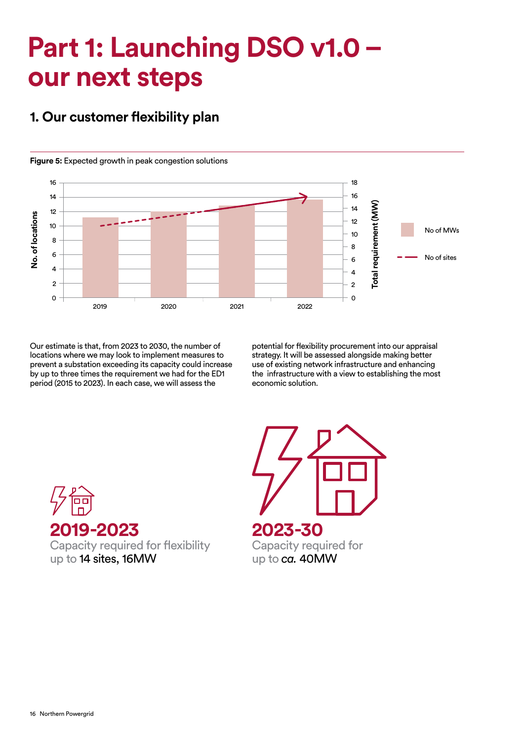# Part 1: Launching DSO v1.0 – our next steps

## 1. Our customer flexibility plan

**Figure 5:** Expected growth in peak congestion solutions

No. of locations

16
14
12
10
8
6
4
2
0

2019
2020
2021
2022

Total requirement (MW)

18
16
14
12
10
8
6
4
2
0

No of MWs

No of sites

Our estimate is that, from 2023 to 2030, the number of locations where we may look to implement measures to prevent a substation exceeding its capacity could increase by up to three times the requirement we had for the ED1 period (2015 to 2023). In each case, we will assess the potential for flexibility procurement into our appraisal strategy. It will be assessed alongside making better use of existing network infrastructure and enhancing the infrastructure with a view to establishing the most economic solution.

**2019-2023**
Capacity required for flexibility up to **14 sites, 16MW**

**2023-30**
Capacity required for up to ***ca.* 40MW**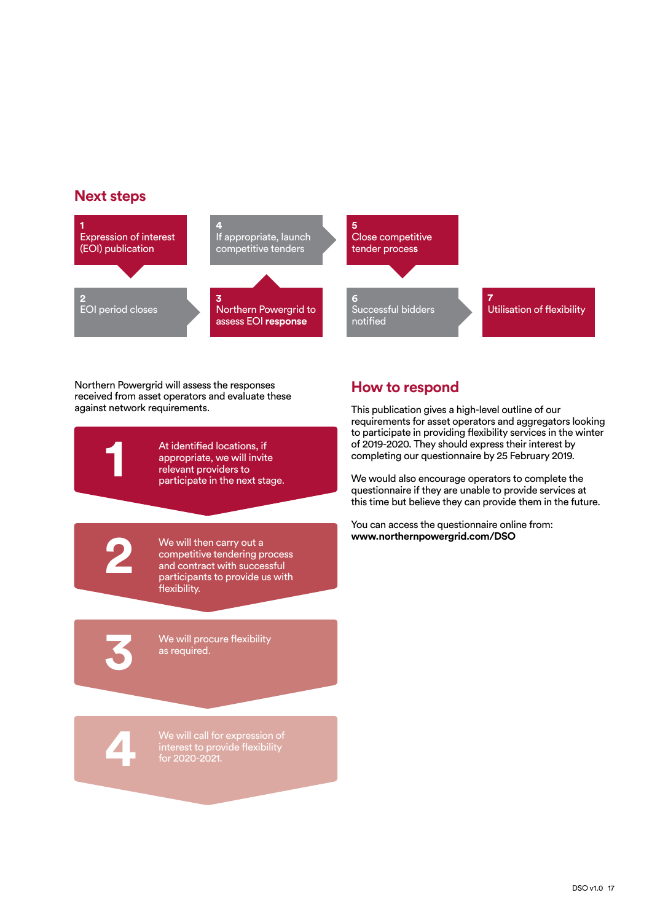## Next steps

1 Expression of interest (EOI) publication

2 EOI period closes

3 Northern Powergrid to assess EOI **response**

4 If appropriate, launch competitive tenders

5 Close competitive tender **process**

6 Successful bidders notified

7 Utilisation of flexibility

Northern Powergrid will assess the responses received from asset operators and evaluate these against network requirements.

**1** At identified locations, if appropriate, we will invite relevant providers to participate in the next stage.

**2** We will then carry out a competitive tendering process and contract with successful participants to provide us with flexibility.

**3** We will procure flexibility as required.

**4** We will call for expression of interest to provide flexibility for 2020-2021.

## How to respond

This publication gives a high-level outline of our requirements for asset operators and aggregators looking to participate in providing flexibility services in the winter of 2019-2020. They should express their interest by completing our questionnaire by 25 February 2019.

We would also encourage operators to complete the questionnaire if they are unable to provide services at this time but believe they can provide them in the future.

You can access the questionnaire online from:
**www.northernpowergrid.com/DSO**